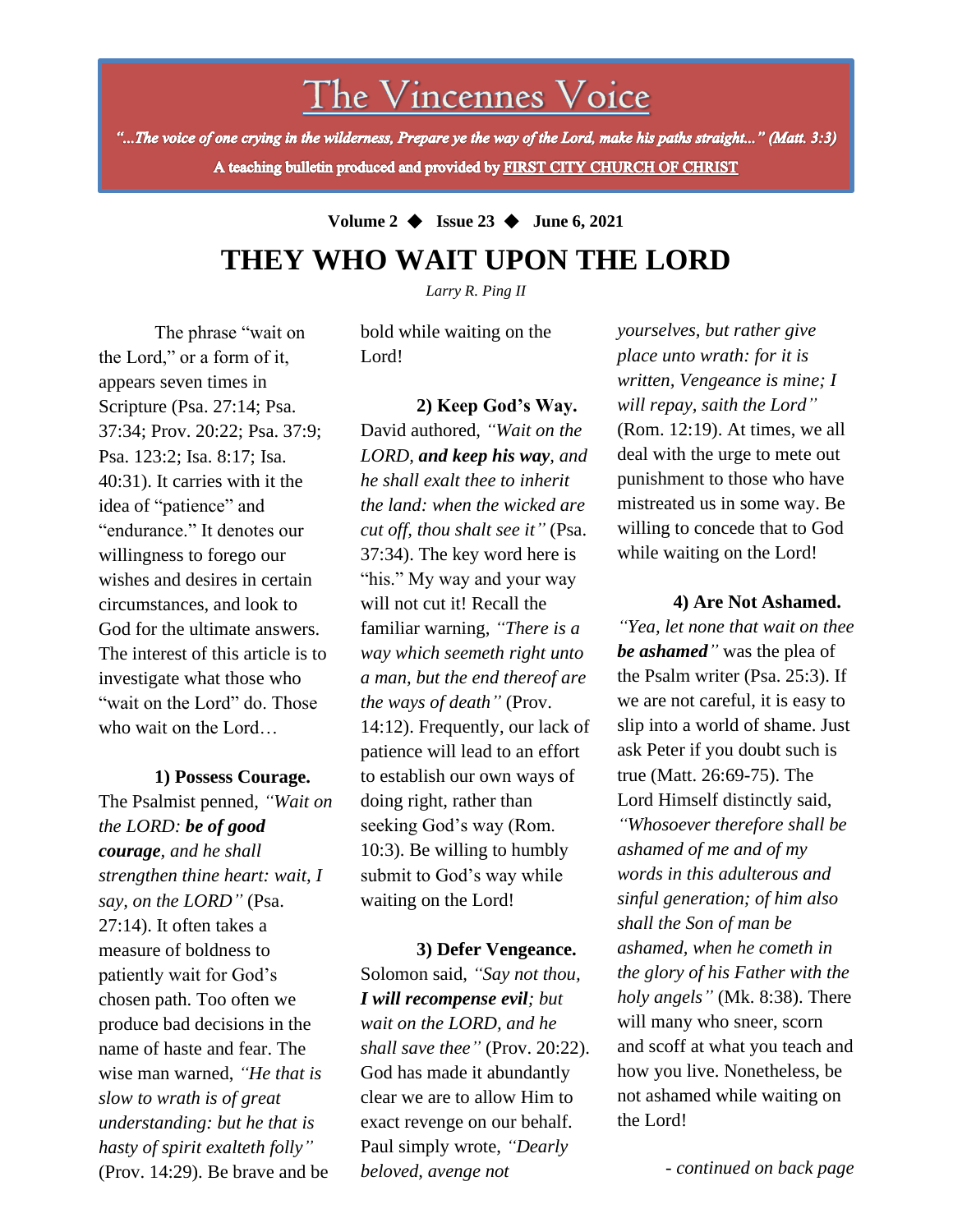# The Vincennes Voice

*"...The voice of one crying in the wilderness, Prepare ye the way of the Lord, make his paths straight..." (Matt. 3:3)*

**A teaching bulletin produced and provided by FIRST CITY CHURCH OF CHRIST**

**Volume 2 ◆ Issue 23 ◆ June 6, 2021**

## THEY WHO WAIT UPON THE LORD

*Larry R. Ping II*

The phrase "wait on the Lord," or a form of it, appears seven times in Scripture (Psa. 27:14; Psa. 37:34; Prov. 20:22; Psa. 37:9; Psa. 123:2; Isa. 8:17; Isa. 40:31). It carries with it the idea of "patience" and "endurance." It denotes our willingness to forego our wishes and desires in certain circumstances, and look to God for the ultimate answers. The interest of this article is to investigate what those who "wait on the Lord" do. Those who wait on the Lord…

**1) Possess Courage.** The Psalmist penned, *"Wait on the LORD: **be of good courage**, and he shall strengthen thine heart: wait, I say, on the LORD"* (Psa. 27:14). It often takes a measure of boldness to patiently wait for God's chosen path. Too often we produce bad decisions in the name of haste and fear. The wise man warned, *"He that is slow to wrath is of great understanding: but he that is hasty of spirit exalteth folly"* (Prov. 14:29). Be brave and be bold while waiting on the Lord!

**2) Keep God's Way.** David authored, *"Wait on the LORD, **and keep his way**, and he shall exalt thee to inherit the land: when the wicked are cut off, thou shalt see it"* (Psa. 37:34). The key word here is "his." My way and your way will not cut it! Recall the familiar warning, *"There is a way which seemeth right unto a man, but the end thereof are the ways of death"* (Prov. 14:12). Frequently, our lack of patience will lead to an effort to establish our own ways of doing right, rather than seeking God's way (Rom. 10:3). Be willing to humbly submit to God's way while waiting on the Lord!

**3) Defer Vengeance.** Solomon said, *"Say not thou, **I will recompense evil**; but wait on the LORD, and he shall save thee"* (Prov. 20:22). God has made it abundantly clear we are to allow Him to exact revenge on our behalf. Paul simply wrote, *"Dearly beloved, avenge not yourselves, but rather give place unto wrath: for it is written, Vengeance is mine; I will repay, saith the Lord"* (Rom. 12:19). At times, we all deal with the urge to mete out punishment to those who have mistreated us in some way. Be willing to concede that to God while waiting on the Lord!

**4) Are Not Ashamed.** *"Yea, let none that wait on thee **be ashamed**"* was the plea of the Psalm writer (Psa. 25:3). If we are not careful, it is easy to slip into a world of shame. Just ask Peter if you doubt such is true (Matt. 26:69-75). The Lord Himself distinctly said, *"Whosoever therefore shall be ashamed of me and of my words in this adulterous and sinful generation; of him also shall the Son of man be ashamed, when he cometh in the glory of his Father with the holy angels"* (Mk. 8:38). There will many who sneer, scorn and scoff at what you teach and how you live. Nonetheless, be not ashamed while waiting on the Lord!

*- continued on back page*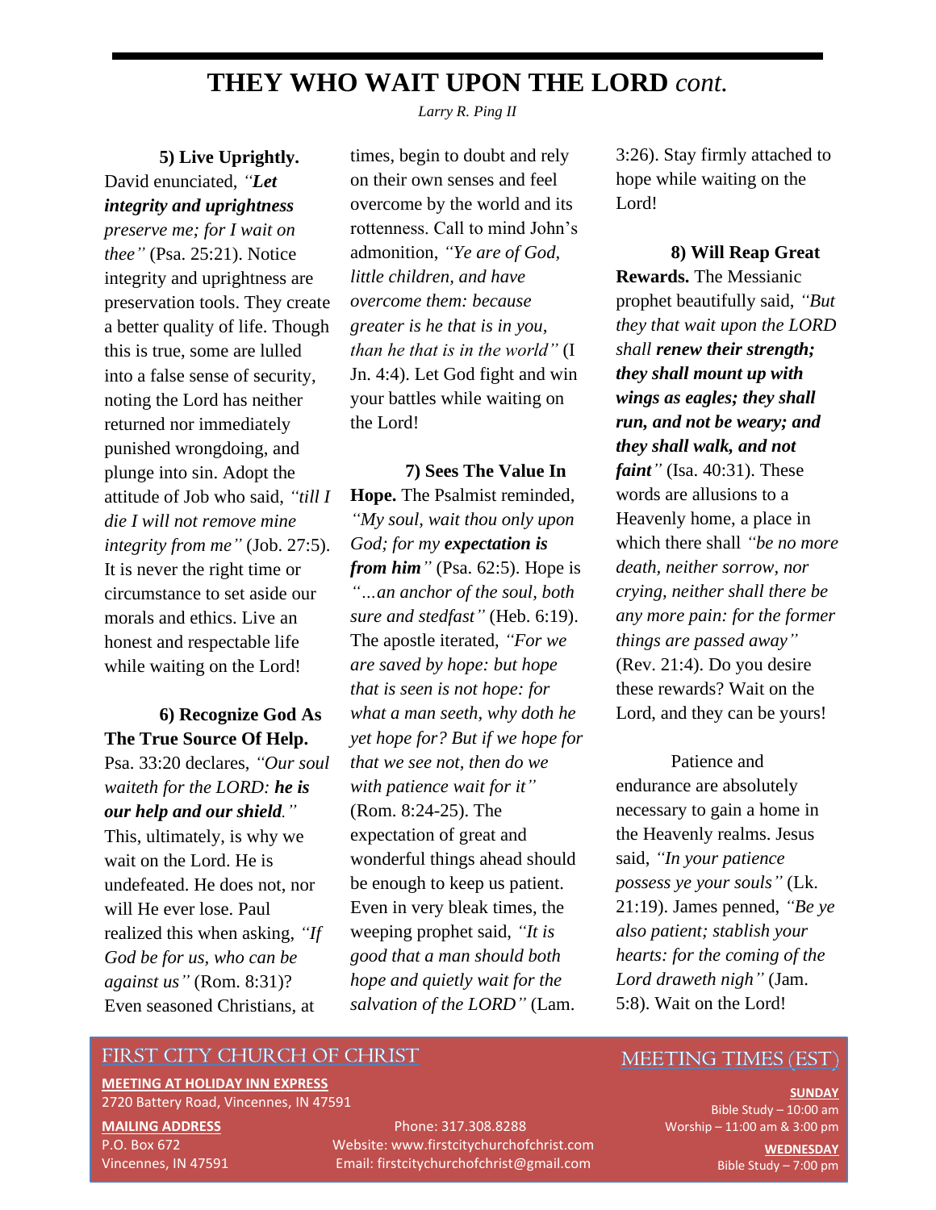# THEY WHO WAIT UPON THE LORD *cont.*

*Larry R. Ping II*

**5) Live Uprightly.** David enunciated, *"**Let integrity and uprightness** preserve me; for I wait on thee"* (Psa. 25:21). Notice integrity and uprightness are preservation tools. They create a better quality of life. Though this is true, some are lulled into a false sense of security, noting the Lord has neither returned nor immediately punished wrongdoing, and plunge into sin. Adopt the attitude of Job who said, *"till I die I will not remove mine integrity from me"* (Job. 27:5). It is never the right time or circumstance to set aside our morals and ethics. Live an honest and respectable life while waiting on the Lord!

**6) Recognize God As The True Source Of Help.** Psa. 33:20 declares, *"Our soul waiteth for the LORD: **he is our help and our shield**."* This, ultimately, is why we wait on the Lord. He is undefeated. He does not, nor will He ever lose. Paul realized this when asking, *"If God be for us, who can be against us"* (Rom. 8:31)? Even seasoned Christians, at times, begin to doubt and rely on their own senses and feel overcome by the world and its rottenness. Call to mind John's admonition, *"Ye are of God, little children, and have overcome them: because greater is he that is in you, than he that is in the world"* (I Jn. 4:4). Let God fight and win your battles while waiting on the Lord!

**7) Sees The Value In Hope.** The Psalmist reminded, *"My soul, wait thou only upon God; for my **expectation is from him**"* (Psa. 62:5). Hope is *"…an anchor of the soul, both sure and stedfast"* (Heb. 6:19). The apostle iterated, *"For we are saved by hope: but hope that is seen is not hope: for what a man seeth, why doth he yet hope for? But if we hope for that we see not, then do we with patience wait for it"* (Rom. 8:24-25). The expectation of great and wonderful things ahead should be enough to keep us patient. Even in very bleak times, the weeping prophet said, *"It is good that a man should both hope and quietly wait for the salvation of the LORD"* (Lam. 3:26). Stay firmly attached to hope while waiting on the Lord!

**8) Will Reap Great Rewards.** The Messianic prophet beautifully said, *"But they that wait upon the LORD shall **renew their strength; they shall mount up with wings as eagles; they shall run, and not be weary; and they shall walk, and not faint**"* (Isa. 40:31). These words are allusions to a Heavenly home, a place in which there shall *"be no more death, neither sorrow, nor crying, neither shall there be any more pain: for the former things are passed away"* (Rev. 21:4). Do you desire these rewards? Wait on the Lord, and they can be yours!

Patience and endurance are absolutely necessary to gain a home in the Heavenly realms. Jesus said, *"In your patience possess ye your souls"* (Lk. 21:19). James penned, *"Be ye also patient; stablish your hearts: for the coming of the Lord draweth nigh"* (Jam. 5:8). Wait on the Lord!

---

## FIRST CITY CHURCH OF CHRIST

**MEETING AT HOLIDAY INN EXPRESS**
2720 Battery Road, Vincennes, IN 47591

**MAILING ADDRESS**
P.O. Box 672
Vincennes, IN 47591

Phone: 317.308.8288
Website: www.firstcitychurchofchrist.com
Email: firstcitychurchofchrist@gmail.com

## MEETING TIMES (EST)

**SUNDAY**
Bible Study – 10:00 am
Worship – 11:00 am & 3:00 pm

**WEDNESDAY**
Bible Study – 7:00 pm